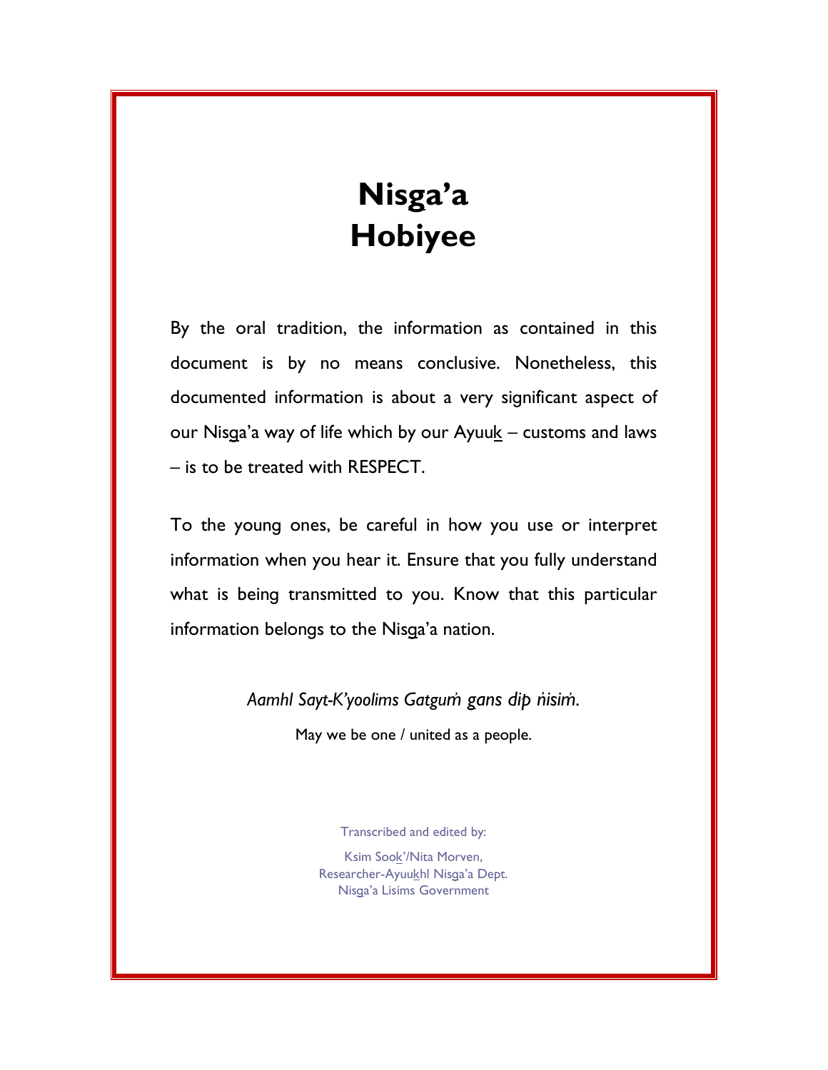# Nisg̲a'a Hobiyee

By the oral tradition, the information as contained in this document is by no means conclusive. Nonetheless, this documented information is about a very significant aspect of our Nisg̲a'a way of life which by our Ayuuk̲ – customs and laws – is to be treated with RESPECT.

To the young ones, be careful in how you use or interpret information when you hear it. Ensure that you fully understand what is being transmitted to you. Know that this particular information belongs to the Nisg̲a'a nation.

*Aamhl Sayt-K'yoolims Gatgum̓ g̲ans dip̓ n̓isim̓.*

May we be one / united as a people.

Transcribed and edited by:

Ksim Sook̲'/Nita Morven,
Researcher-Ayuuk̲hl Nisg̲a'a Dept.
Nisg̲a'a Lisims Government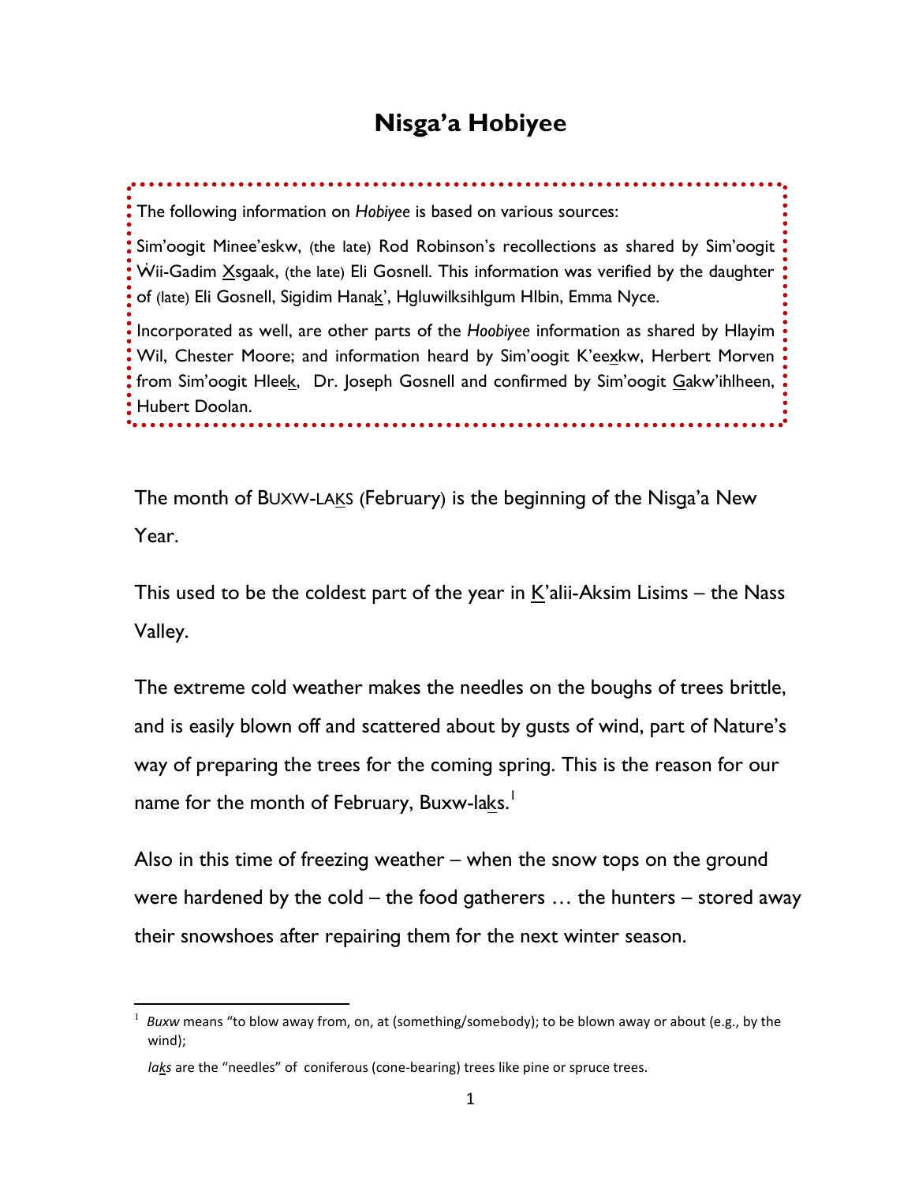# Nisga'a Hobiyee

The following information on *Hobiyee* is based on various sources:

Sim'oogit Minee'eskw, (the late) Rod Robinson's recollections as shared by Sim'oogit Ẇii-Gadim X̲sgaak, (the late) Eli Gosnell. This information was verified by the daughter of (late) Eli Gosnell, Sigidim Hanak̲', Hgluwilksihlgum Hlbin, Emma Nyce.

Incorporated as well, are other parts of the *Hoobiyee* information as shared by Hlayim Wil, Chester Moore; and information heard by Sim'oogit K'eex̲kw, Herbert Morven from Sim'oogit Hleek̲, Dr. Joseph Gosnell and confirmed by Sim'oogit G̲akw'ihlheen, Hubert Doolan.

The month of BUXW-LAK̲S (February) is the beginning of the Nisg̲a'a New Year.

This used to be the coldest part of the year in K̲'alii-Aksim Lisims – the Nass Valley.

The extreme cold weather makes the needles on the boughs of trees brittle, and is easily blown off and scattered about by gusts of wind, part of Nature's way of preparing the trees for the coming spring. This is the reason for our name for the month of February, Buxw-lak̲s.[1]

Also in this time of freezing weather – when the snow tops on the ground were hardened by the cold – the food gatherers … the hunters – stored away their snowshoes after repairing them for the next winter season.

---

[1] *Buxw* means "to blow away from, on, at (something/somebody); to be blown away or about (e.g., by the wind);

*lak̲s* are the "needles" of coniferous (cone-bearing) trees like pine or spruce trees.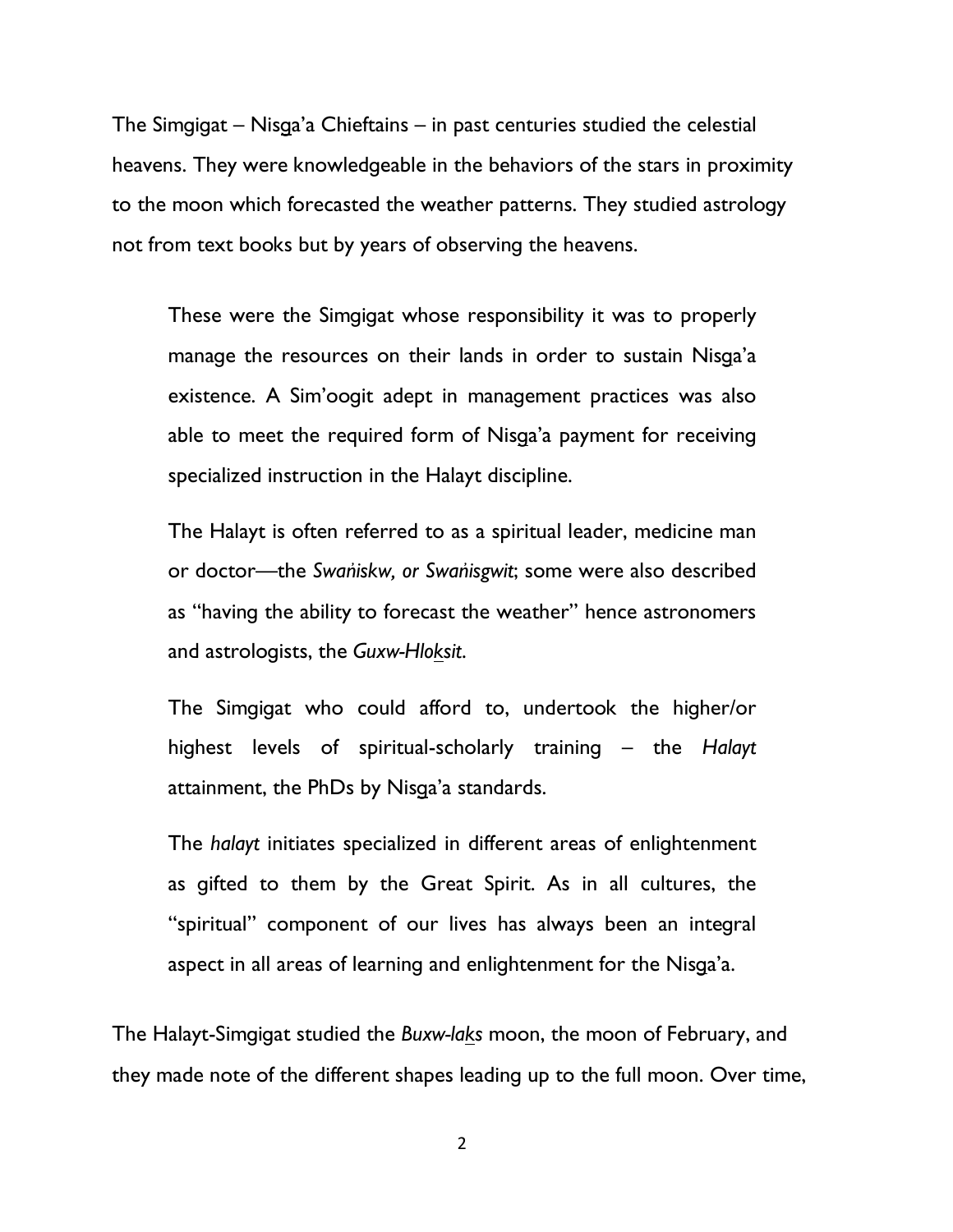The Simgigat – Nis<u>g</u>a'a Chieftains – in past centuries studied the celestial heavens. They were knowledgeable in the behaviors of the stars in proximity to the moon which forecasted the weather patterns. They studied astrology not from text books but by years of observing the heavens.

> These were the Simgigat whose responsibility it was to properly manage the resources on their lands in order to sustain Nisga'a existence. A Sim'oogit adept in management practices was also able to meet the required form of Nis<u>g</u>a'a payment for receiving specialized instruction in the Halayt discipline.
>
> The Halayt is often referred to as a spiritual leader, medicine man or doctor—the *Swaṅiskw, or Swaṅisgwit*; some were also described as "having the ability to forecast the weather" hence astronomers and astrologists, the *Guxw-Hlo<u>k</u>sit*.
>
> The Simgigat who could afford to, undertook the higher/or highest levels of spiritual-scholarly training – the *Halayt* attainment, the PhDs by Nis<u>g</u>a'a standards.
>
> The *halayt* initiates specialized in different areas of enlightenment as gifted to them by the Great Spirit. As in all cultures, the "spiritual" component of our lives has always been an integral aspect in all areas of learning and enlightenment for the Nisga'a.

The Halayt-Simgigat studied the *Buxw-la<u>k</u>s* moon, the moon of February, and they made note of the different shapes leading up to the full moon. Over time,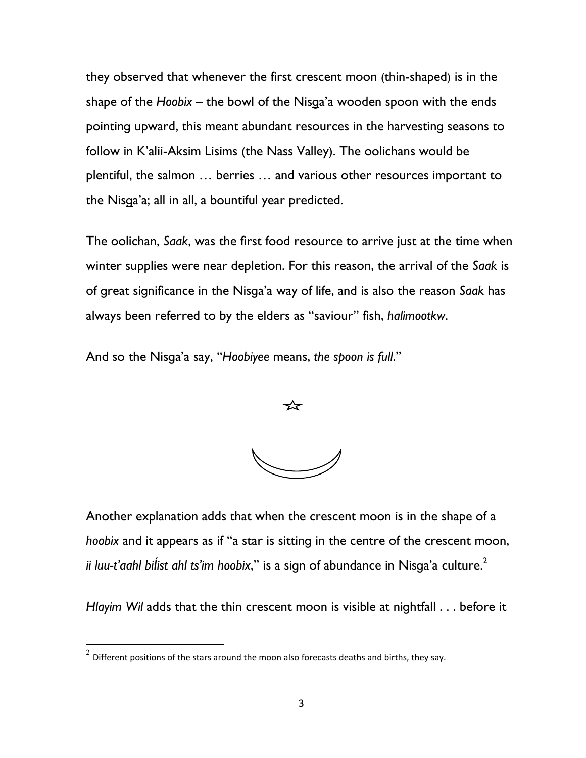they observed that whenever the first crescent moon (thin-shaped) is in the shape of the *Hoobix* – the bowl of the Nisg̲a'a wooden spoon with the ends pointing upward, this meant abundant resources in the harvesting seasons to follow in K̲'alii-Aksim Lisims (the Nass Valley). The oolichans would be plentiful, the salmon … berries … and various other resources important to the Nisg̲a'a; all in all, a bountiful year predicted.

The oolichan, *Saak*, was the first food resource to arrive just at the time when winter supplies were near depletion. For this reason, the arrival of the *Saak* is of great significance in the Nisg̲a'a way of life, and is also the reason *Saak* has always been referred to by the elders as "saviour" fish, *halimootkw*.

And so the Nisg̲a'a say, "*Hoobiyee* means, *the spoon is full*."

Another explanation adds that when the crescent moon is in the shape of a *hoobix* and it appears as if "a star is sitting in the centre of the crescent moon, *ii luu-t'aahl bil̓ist ahl ts'im hoobix*," is a sign of abundance in Nisg̲a'a culture.[2]

*Hlayim Wil* adds that the thin crescent moon is visible at nightfall . . . before it

[2] Different positions of the stars around the moon also forecasts deaths and births, they say.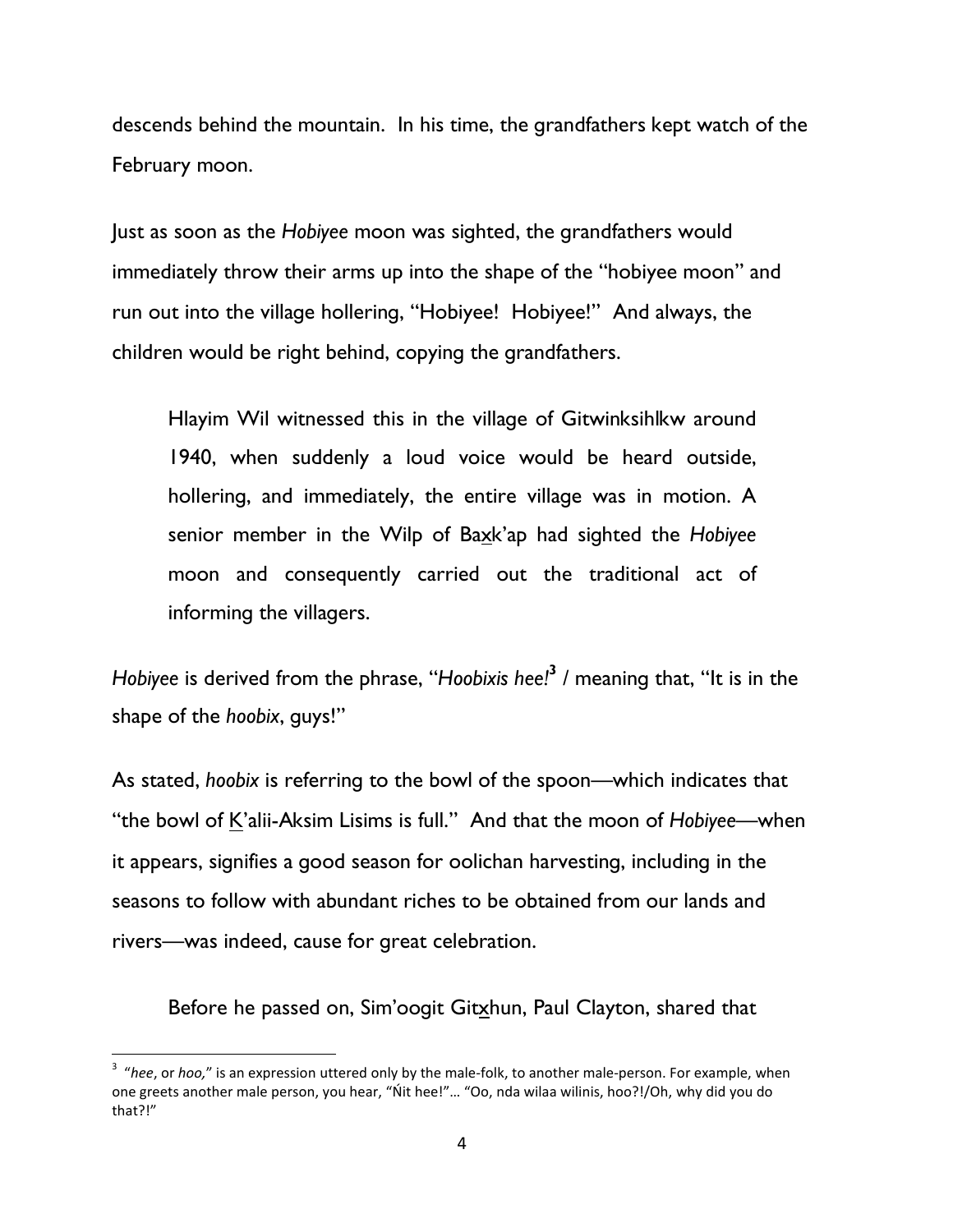descends behind the mountain. In his time, the grandfathers kept watch of the February moon.

Just as soon as the *Hobiyee* moon was sighted, the grandfathers would immediately throw their arms up into the shape of the "hobiyee moon" and run out into the village hollering, "Hobiyee! Hobiyee!" And always, the children would be right behind, copying the grandfathers.

> Hlayim Wil witnessed this in the village of Gitwinksihlkw around 1940, when suddenly a loud voice would be heard outside, hollering, and immediately, the entire village was in motion. A senior member in the Wilp of Ba<u>x</u>k'ap had sighted the *Hobiyee* moon and consequently carried out the traditional act of informing the villagers.

*Hobiyee* is derived from the phrase, "*Hoobixis hee!*[3] / meaning that, "It is in the shape of the *hoobix*, guys!"

As stated, *hoobix* is referring to the bowl of the spoon—which indicates that "the bowl of <u>K</u>'alii-Aksim Lisims is full." And that the moon of *Hobiyee*—when it appears, signifies a good season for oolichan harvesting, including in the seasons to follow with abundant riches to be obtained from our lands and rivers—was indeed, cause for great celebration.

Before he passed on, Sim'oogit Git<u>x</u>hun, Paul Clayton, shared that

---

[3] "*hee*, or *hoo,*" is an expression uttered only by the male-folk, to another male-person. For example, when one greets another male person, you hear, "Ńit hee!"… "Oo, nda wilaa wilinis, hoo?!/Oh, why did you do that?!"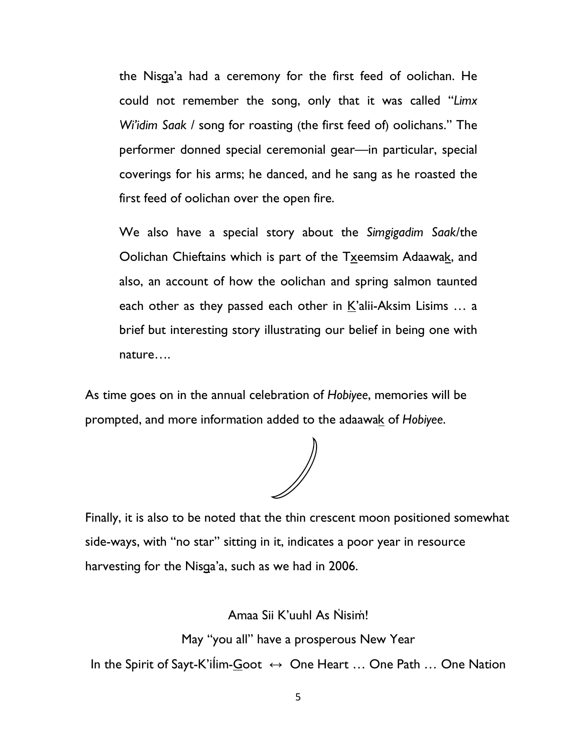the Nisg̲a'a had a ceremony for the first feed of oolichan. He could not remember the song, only that it was called "*Limx Wi'idim Saak* / song for roasting (the first feed of) oolichans." The performer donned special ceremonial gear—in particular, special coverings for his arms; he danced, and he sang as he roasted the first feed of oolichan over the open fire.

We also have a special story about the *Simgigadim Saak*/the Oolichan Chieftains which is part of the Tx̲eemsim Adaawak̲, and also, an account of how the oolichan and spring salmon taunted each other as they passed each other in K̲'alii-Aksim Lisims … a brief but interesting story illustrating our belief in being one with nature….

As time goes on in the annual celebration of *Hobiyee*, memories will be prompted, and more information added to the adaawak̲ of *Hobiyee*.

Finally, it is also to be noted that the thin crescent moon positioned somewhat side-ways, with "no star" sitting in it, indicates a poor year in resource harvesting for the Nisg̲a'a, such as we had in 2006.

Amaa Sii K'uuhl As N̓isim̓!

May "you all" have a prosperous New Year

In the Spirit of Sayt-K'il̓im-G̲oot ↔ One Heart … One Path … One Nation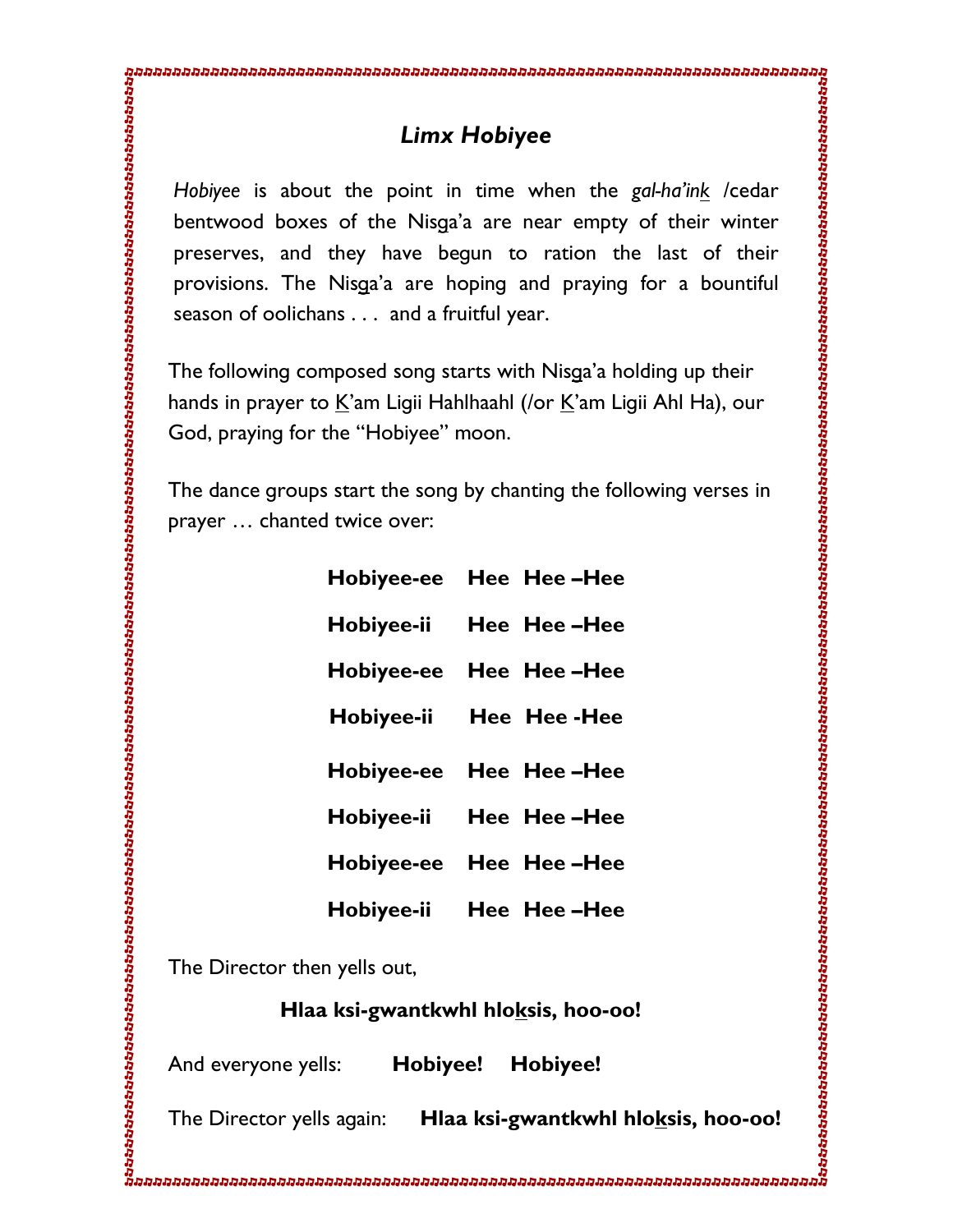## *Limx Hobiyee*

*Hobiyee* is about the point in time when the *gal-ha'ink* /cedar bentwood boxes of the Nisga'a are near empty of their winter preserves, and they have begun to ration the last of their provisions. The Nisga'a are hoping and praying for a bountiful season of oolichans . . . and a fruitful year.

The following composed song starts with Nisga'a holding up their hands in prayer to K'am Ligii Hahlhaahl (/or K'am Ligii Ahl Ha), our God, praying for the "Hobiyee" moon.

The dance groups start the song by chanting the following verses in prayer … chanted twice over:

**Hobiyee-ee  Hee  Hee –Hee**

**Hobiyee-ii  Hee  Hee –Hee**

**Hobiyee-ee  Hee  Hee –Hee**

**Hobiyee-ii  Hee  Hee -Hee**

**Hobiyee-ee  Hee  Hee –Hee**

**Hobiyee-ii  Hee  Hee –Hee**

**Hobiyee-ee  Hee  Hee –Hee**

**Hobiyee-ii  Hee  Hee –Hee**

The Director then yells out,

**Hlaa ksi-gwantkwhl hloksis, hoo-oo!**

And everyone yells: **Hobiyee! Hobiyee!**

The Director yells again: **Hlaa ksi-gwantkwhl hloksis, hoo-oo!**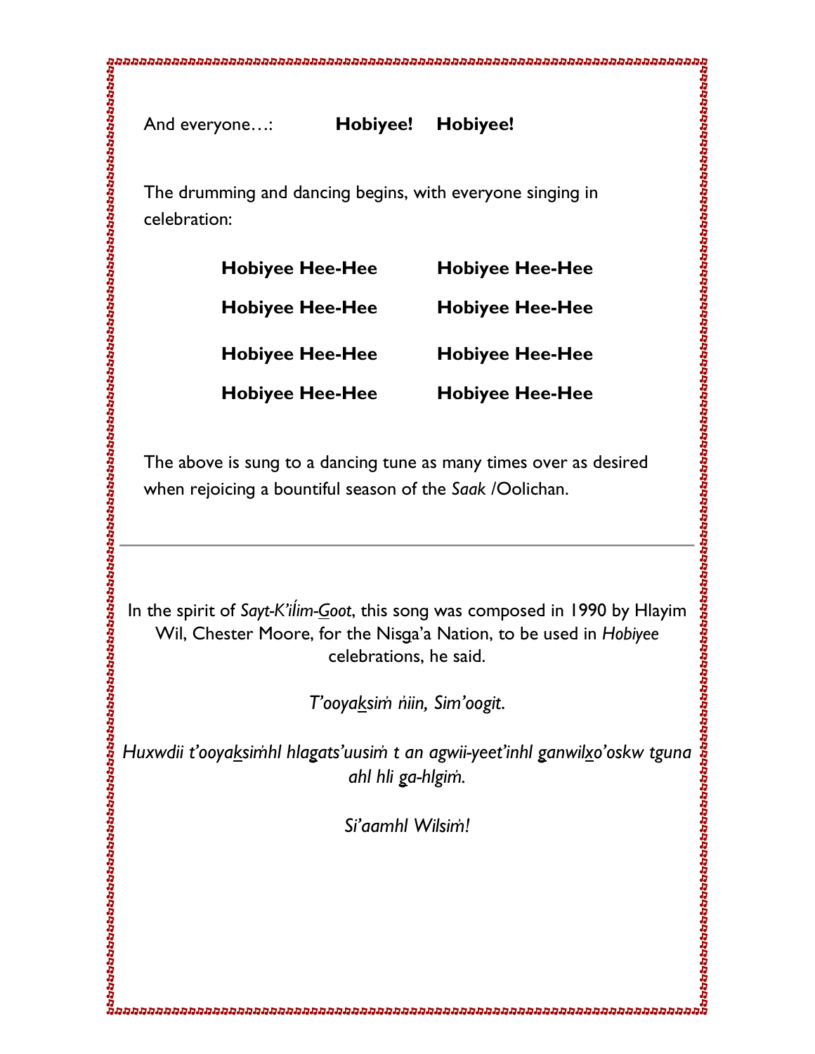And everyone…: **Hobiyee! Hobiyee!**

The drumming and dancing begins, with everyone singing in celebration:

**Hobiyee Hee-Hee Hobiyee Hee-Hee**

**Hobiyee Hee-Hee Hobiyee Hee-Hee**

**Hobiyee Hee-Hee Hobiyee Hee-Hee**

**Hobiyee Hee-Hee Hobiyee Hee-Hee**

The above is sung to a dancing tune as many times over as desired when rejoicing a bountiful season of the *Saak* /Oolichan.

---

In the spirit of *Sayt-K'il̓im-G̱oot*, this song was composed in 1990 by Hlayim Wil, Chester Moore, for the Nisg̱a'a Nation, to be used in *Hobiyee* celebrations, he said.

*T'ooyaḵsim̓ n̓iin, Sim'oogit.*

*Huxwdii t'ooyaḵsim̓hl hlag̱ats'uusim̓ t an agwii-yeet'inhl g̱anwilx̱o'oskw tguna ahl hli g̱a-hlgim̓.*

*Si'aamhl Wilsim̓!*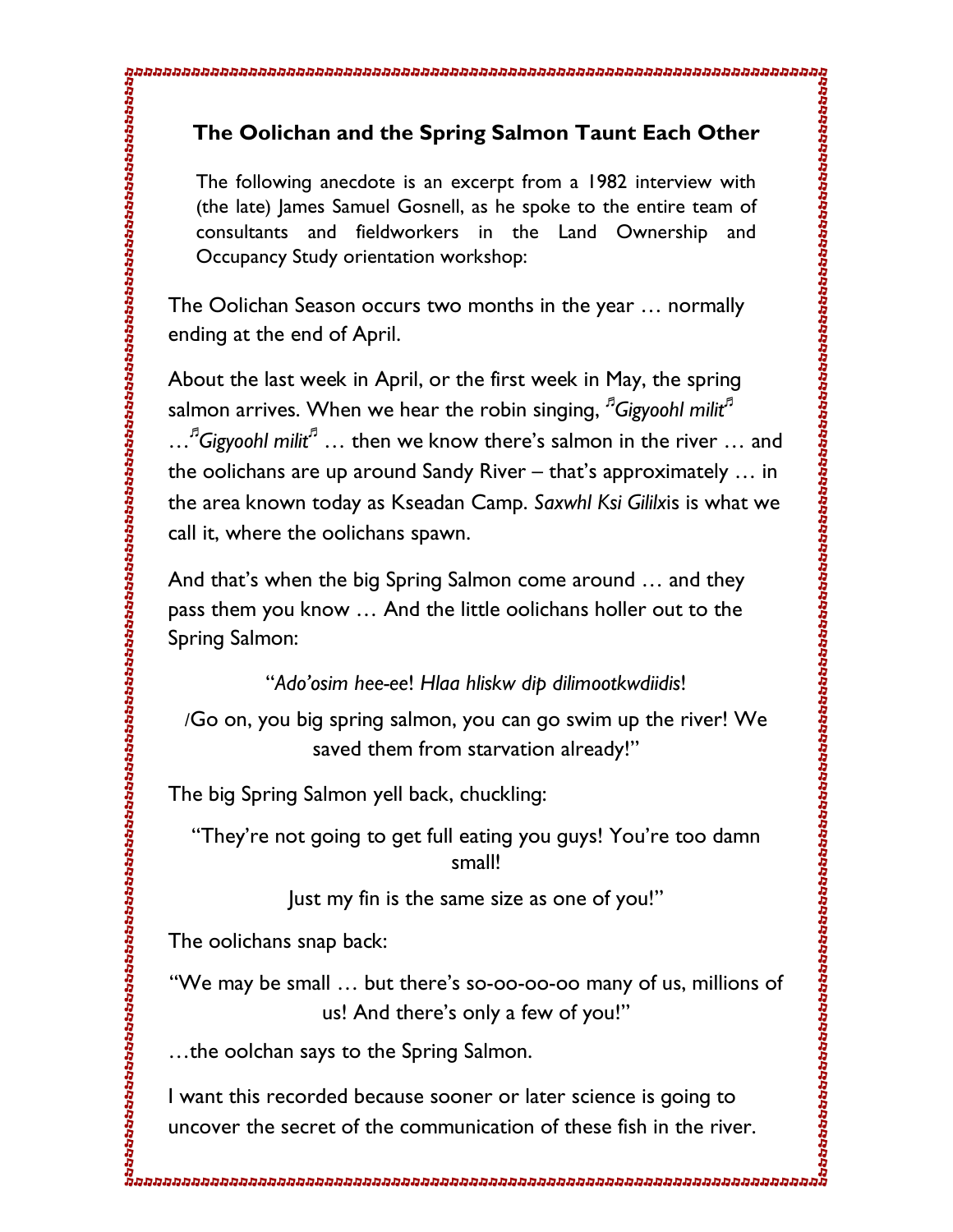## The Oolichan and the Spring Salmon Taunt Each Other

The following anecdote is an excerpt from a 1982 interview with (the late) James Samuel Gosnell, as he spoke to the entire team of consultants and fieldworkers in the Land Ownership and Occupancy Study orientation workshop:

The Oolichan Season occurs two months in the year … normally ending at the end of April.

About the last week in April, or the first week in May, the spring salmon arrives. When we hear the robin singing, ♬*Gigyoohl milit*♬ …♬*Gigyoohl milit*♬ … then we know there's salmon in the river … and the oolichans are up around Sandy River – that's approximately … in the area known today as Kseadan Camp. *Saxwhl Ksi Gililx*is is what we call it, where the oolichans spawn.

And that's when the big Spring Salmon come around … and they pass them you know … And the little oolichans holler out to the Spring Salmon:

"*Ado'osim hee-ee*! *Hlaa hliskw dip dilimootkwdiidis*!

/Go on, you big spring salmon, you can go swim up the river! We saved them from starvation already!"

The big Spring Salmon yell back, chuckling:

"They're not going to get full eating you guys! You're too damn small!

Just my fin is the same size as one of you!"

The oolichans snap back:

"We may be small … but there's so-oo-oo-oo many of us, millions of us! And there's only a few of you!"

…the oolchan says to the Spring Salmon.

I want this recorded because sooner or later science is going to uncover the secret of the communication of these fish in the river.